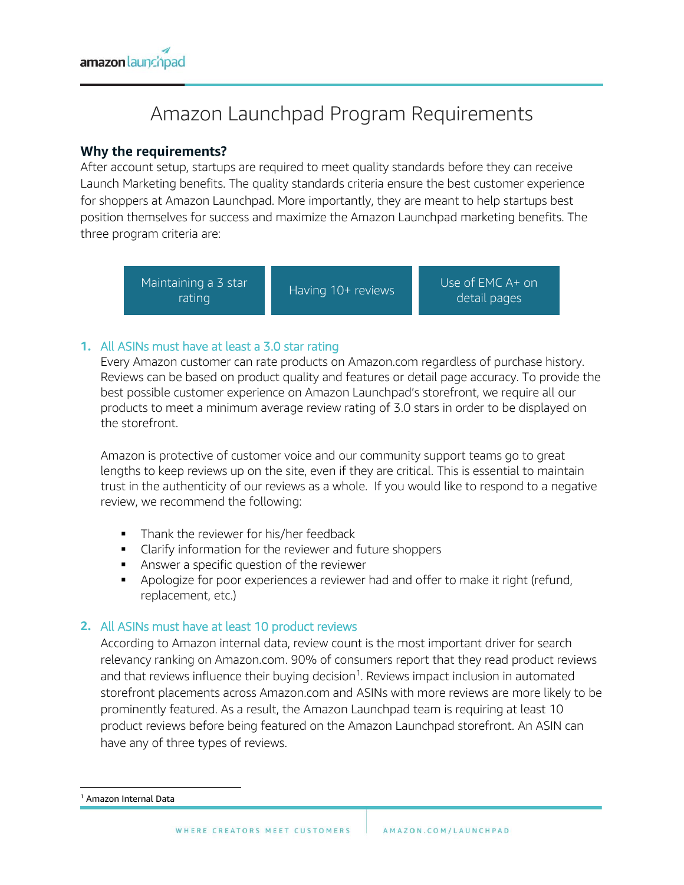# Amazon Launchpad Program Requirements

**Why the requirements?**

After account setup, startups are required to meet quality standards before they can receive Launch Marketing benefits. The quality standards criteria ensure the best customer experience for shoppers at Amazon Launchpad. More importantly, they are meant to help startups best position themselves for success and maximize the Amazon Launchpad marketing benefits. The three program criteria are:

| Maintaining a 3 star rating | Having 10+ reviews | Use of EMC A+ on detail pages |
|---|---|---|

1. **All ASINs must have at least a 3.0 star rating**

   Every Amazon customer can rate products on Amazon.com regardless of purchase history. Reviews can be based on product quality and features or detail page accuracy. To provide the best possible customer experience on Amazon Launchpad's storefront, we require all our products to meet a minimum average review rating of 3.0 stars in order to be displayed on the storefront.

   Amazon is protective of customer voice and our community support teams go to great lengths to keep reviews up on the site, even if they are critical. This is essential to maintain trust in the authenticity of our reviews as a whole. If you would like to respond to a negative review, we recommend the following:

   - Thank the reviewer for his/her feedback
   - Clarify information for the reviewer and future shoppers
   - Answer a specific question of the reviewer
   - Apologize for poor experiences a reviewer had and offer to make it right (refund, replacement, etc.)

2. **All ASINs must have at least 10 product reviews**

   According to Amazon internal data, review count is the most important driver for search relevancy ranking on Amazon.com. 90% of consumers report that they read product reviews and that reviews influence their buying decision[1]. Reviews impact inclusion in automated storefront placements across Amazon.com and ASINs with more reviews are more likely to be prominently featured. As a result, the Amazon Launchpad team is requiring at least 10 product reviews before being featured on the Amazon Launchpad storefront. An ASIN can have any of three types of reviews.

---

[1] Amazon Internal Data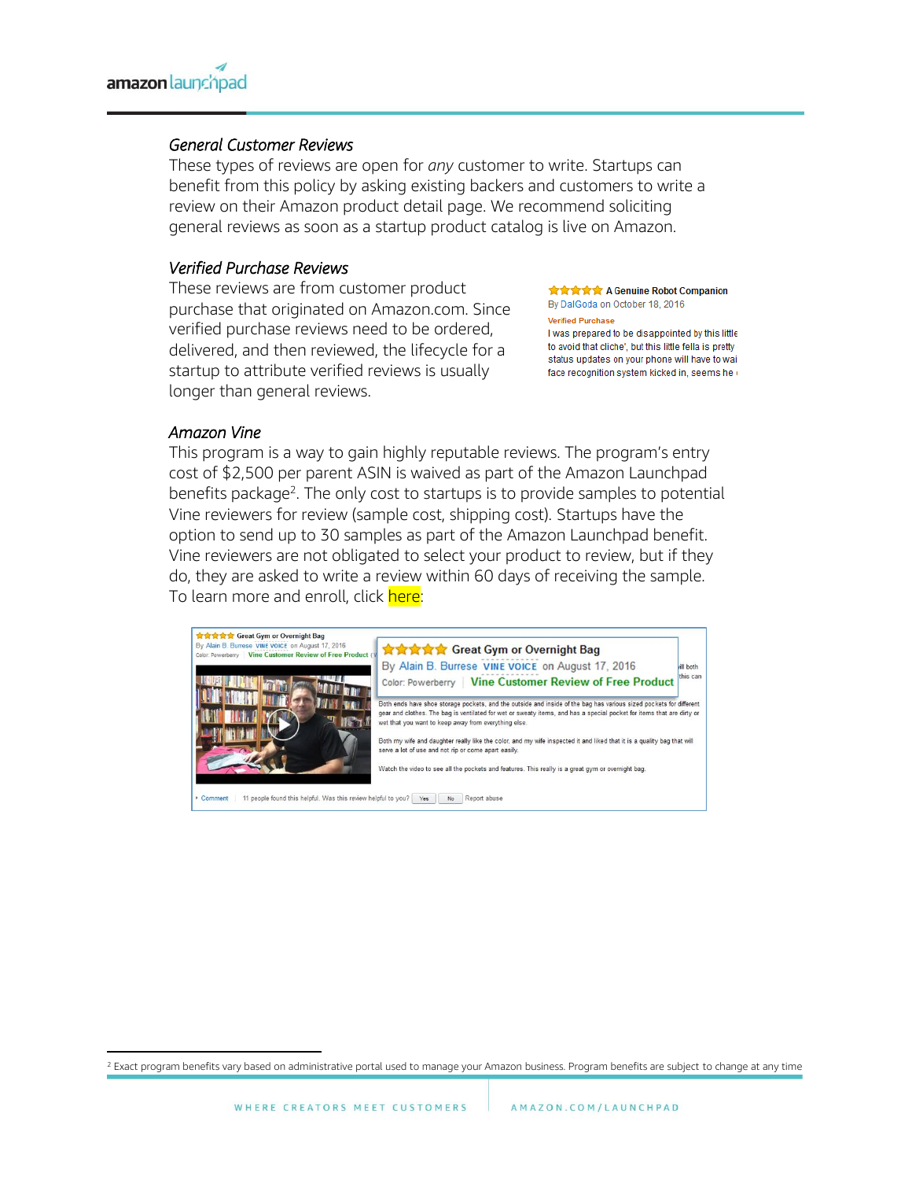### *General Customer Reviews*

These types of reviews are open for *any* customer to write. Startups can benefit from this policy by asking existing backers and customers to write a review on their Amazon product detail page. We recommend soliciting general reviews as soon as a startup product catalog is live on Amazon.

### *Verified Purchase Reviews*

These reviews are from customer product purchase that originated on Amazon.com. Since verified purchase reviews need to be ordered, delivered, and then reviewed, the lifecycle for a startup to attribute verified reviews is usually longer than general reviews.

### *Amazon Vine*

This program is a way to gain highly reputable reviews. The program's entry cost of $2,500 per parent ASIN is waived as part of the Amazon Launchpad benefits package[2]. The only cost to startups is to provide samples to potential Vine reviewers for review (sample cost, shipping cost). Startups have the option to send up to 30 samples as part of the Amazon Launchpad benefit. Vine reviewers are not obligated to select your product to review, but if they do, they are asked to write a review within 60 days of receiving the sample. To learn more and enroll, click here:

[2] Exact program benefits vary based on administrative portal used to manage your Amazon business. Program benefits are subject to change at any time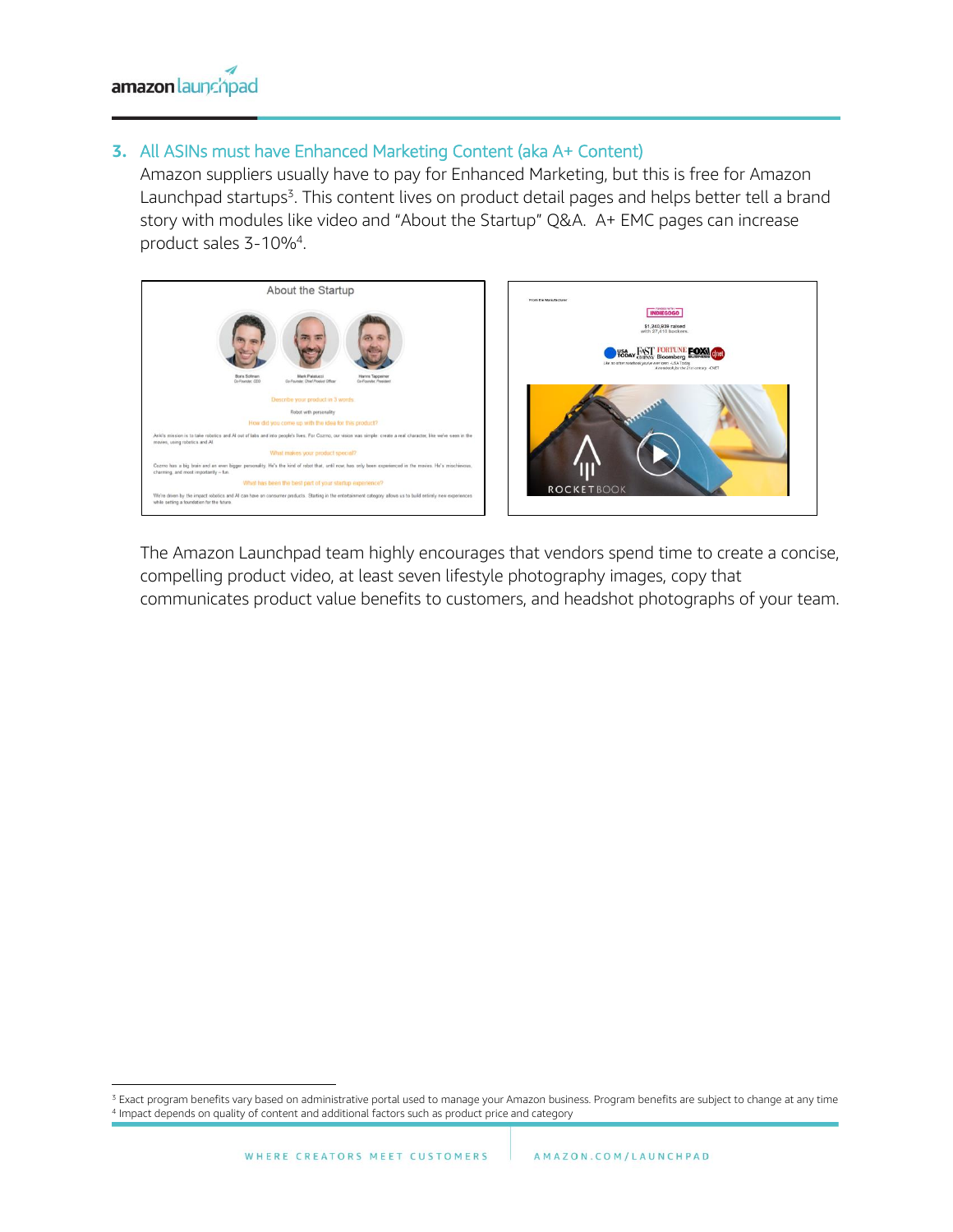## 3. All ASINs must have Enhanced Marketing Content (aka A+ Content)

Amazon suppliers usually have to pay for Enhanced Marketing, but this is free for Amazon Launchpad startups[3]. This content lives on product detail pages and helps better tell a brand story with modules like video and "About the Startup" Q&A. A+ EMC pages can increase product sales 3-10%[4].

The Amazon Launchpad team highly encourages that vendors spend time to create a concise, compelling product video, at least seven lifestyle photography images, copy that communicates product value benefits to customers, and headshot photographs of your team.

---

[3] Exact program benefits vary based on administrative portal used to manage your Amazon business. Program benefits are subject to change at any time

[4] Impact depends on quality of content and additional factors such as product price and category